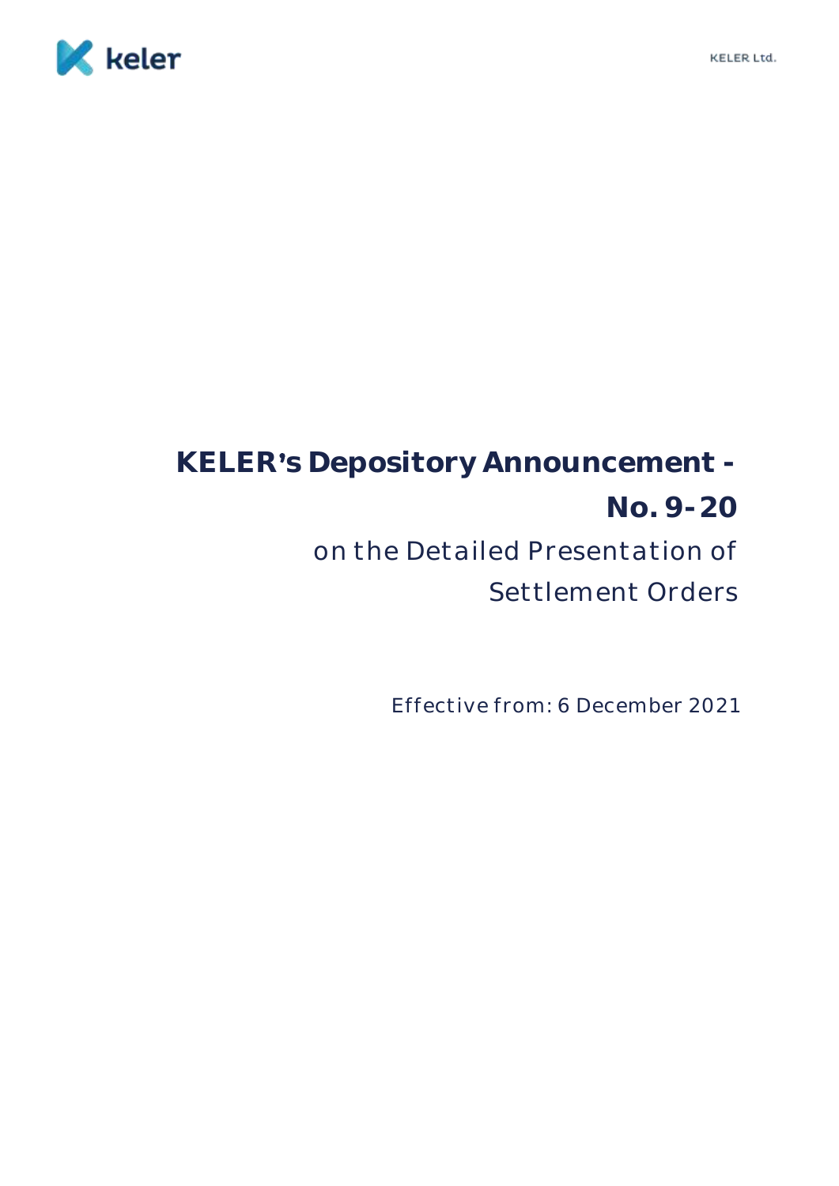# KELER's Depository Announcement - No. 9-20

## on the Detailed Presentation of Settlement Orders

Effective from: 6 December 2021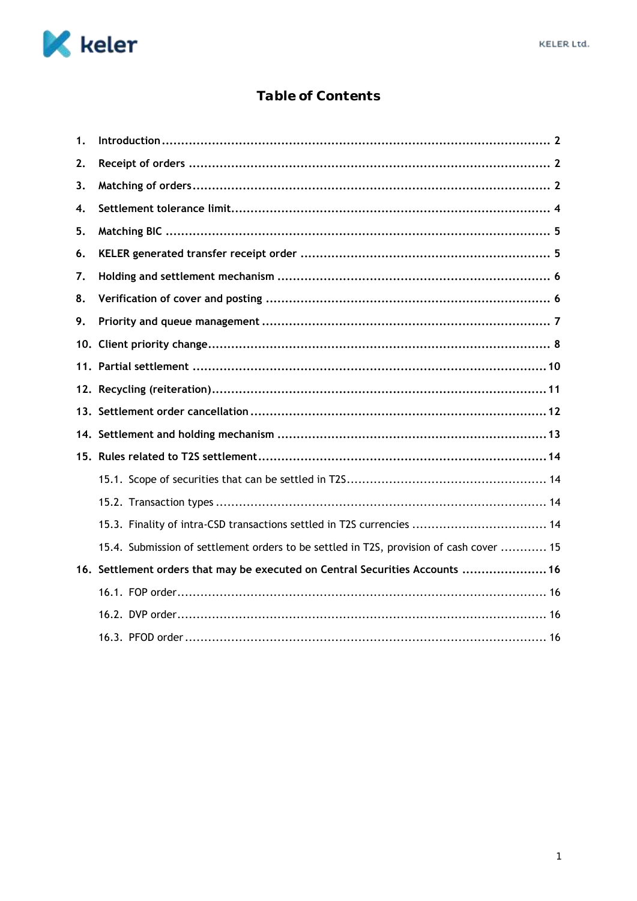# Table of Contents

1. Introduction ..................................................................................................... 2
2. Receipt of orders .............................................................................................. 2
3. Matching of orders ............................................................................................ 2
4. Settlement tolerance limit.................................................................................. 4
5. Matching BIC ..................................................................................................... 5
6. KELER generated transfer receipt order ................................................................ 5
7. Holding and settlement mechanism ...................................................................... 6
8. Verification of cover and posting ......................................................................... 6
9. Priority and queue management .......................................................................... 7
10. Client priority change........................................................................................ 8
11. Partial settlement ........................................................................................... 10
12. Recycling (reiteration)...................................................................................... 11
13. Settlement order cancellation ............................................................................ 12
14. Settlement and holding mechanism ..................................................................... 13
15. Rules related to T2S settlement .......................................................................... 14
    - 15.1. Scope of securities that can be settled in T2S.................................................... 14
    - 15.2. Transaction types ...................................................................................... 14
    - 15.3. Finality of intra-CSD transactions settled in T2S currencies ................................... 14
    - 15.4. Submission of settlement orders to be settled in T2S, provision of cash cover ............ 15
16. Settlement orders that may be executed on Central Securities Accounts ...................... 16
    - 16.1. FOP order................................................................................................ 16
    - 16.2. DVP order................................................................................................ 16
    - 16.3. PFOD order .............................................................................................. 16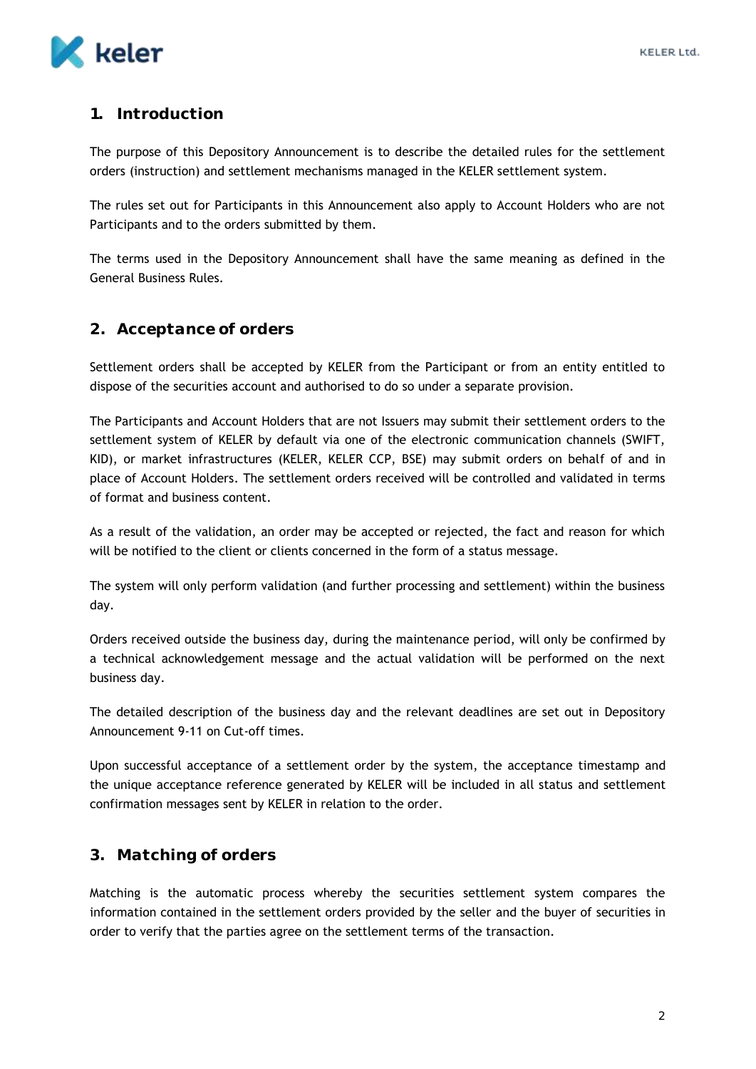## 1. Introduction

The purpose of this Depository Announcement is to describe the detailed rules for the settlement orders (instruction) and settlement mechanisms managed in the KELER settlement system.

The rules set out for Participants in this Announcement also apply to Account Holders who are not Participants and to the orders submitted by them.

The terms used in the Depository Announcement shall have the same meaning as defined in the General Business Rules.

## 2. Acceptance of orders

Settlement orders shall be accepted by KELER from the Participant or from an entity entitled to dispose of the securities account and authorised to do so under a separate provision.

The Participants and Account Holders that are not Issuers may submit their settlement orders to the settlement system of KELER by default via one of the electronic communication channels (SWIFT, KID), or market infrastructures (KELER, KELER CCP, BSE) may submit orders on behalf of and in place of Account Holders. The settlement orders received will be controlled and validated in terms of format and business content.

As a result of the validation, an order may be accepted or rejected, the fact and reason for which will be notified to the client or clients concerned in the form of a status message.

The system will only perform validation (and further processing and settlement) within the business day.

Orders received outside the business day, during the maintenance period, will only be confirmed by a technical acknowledgement message and the actual validation will be performed on the next business day.

The detailed description of the business day and the relevant deadlines are set out in Depository Announcement 9-11 on Cut-off times.

Upon successful acceptance of a settlement order by the system, the acceptance timestamp and the unique acceptance reference generated by KELER will be included in all status and settlement confirmation messages sent by KELER in relation to the order.

## 3. Matching of orders

Matching is the automatic process whereby the securities settlement system compares the information contained in the settlement orders provided by the seller and the buyer of securities in order to verify that the parties agree on the settlement terms of the transaction.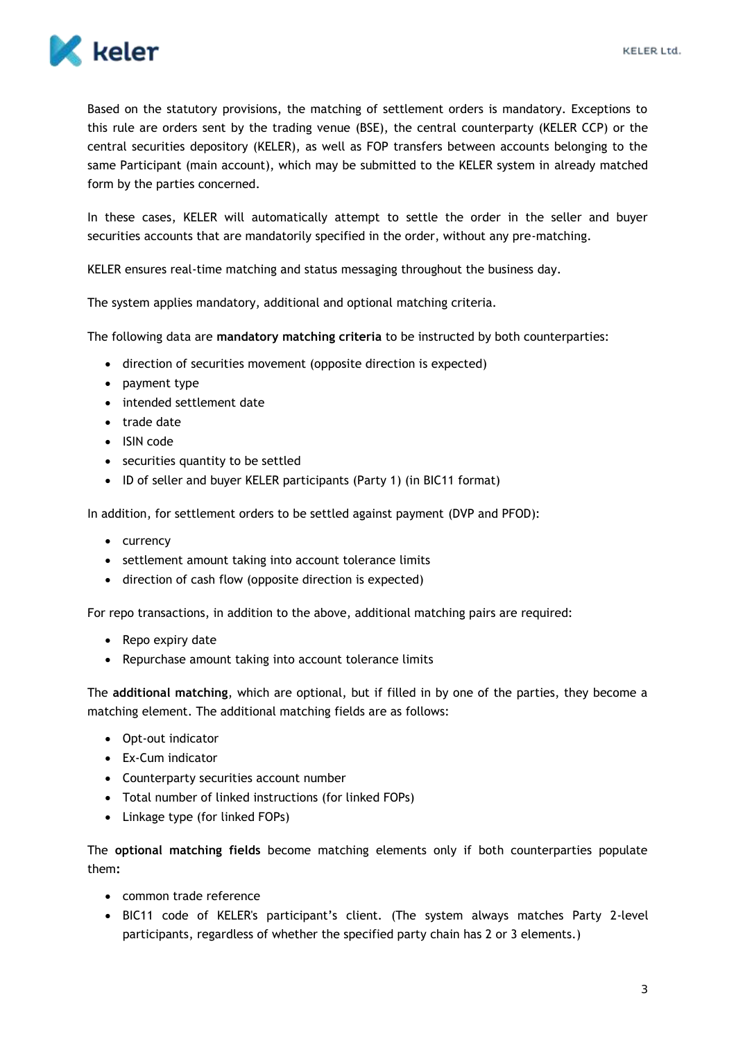Based on the statutory provisions, the matching of settlement orders is mandatory. Exceptions to this rule are orders sent by the trading venue (BSE), the central counterparty (KELER CCP) or the central securities depository (KELER), as well as FOP transfers between accounts belonging to the same Participant (main account), which may be submitted to the KELER system in already matched form by the parties concerned.

In these cases, KELER will automatically attempt to settle the order in the seller and buyer securities accounts that are mandatorily specified in the order, without any pre-matching.

KELER ensures real-time matching and status messaging throughout the business day.

The system applies mandatory, additional and optional matching criteria.

The following data are **mandatory matching criteria** to be instructed by both counterparties:

- direction of securities movement (opposite direction is expected)
- payment type
- intended settlement date
- trade date
- ISIN code
- securities quantity to be settled
- ID of seller and buyer KELER participants (Party 1) (in BIC11 format)

In addition, for settlement orders to be settled against payment (DVP and PFOD):

- currency
- settlement amount taking into account tolerance limits
- direction of cash flow (opposite direction is expected)

For repo transactions, in addition to the above, additional matching pairs are required:

- Repo expiry date
- Repurchase amount taking into account tolerance limits

The **additional matching**, which are optional, but if filled in by one of the parties, they become a matching element. The additional matching fields are as follows:

- Opt-out indicator
- Ex-Cum indicator
- Counterparty securities account number
- Total number of linked instructions (for linked FOPs)
- Linkage type (for linked FOPs)

The **optional matching fields** become matching elements only if both counterparties populate them**:**

- common trade reference
- BIC11 code of KELER's participant's client. (The system always matches Party 2-level participants, regardless of whether the specified party chain has 2 or 3 elements.)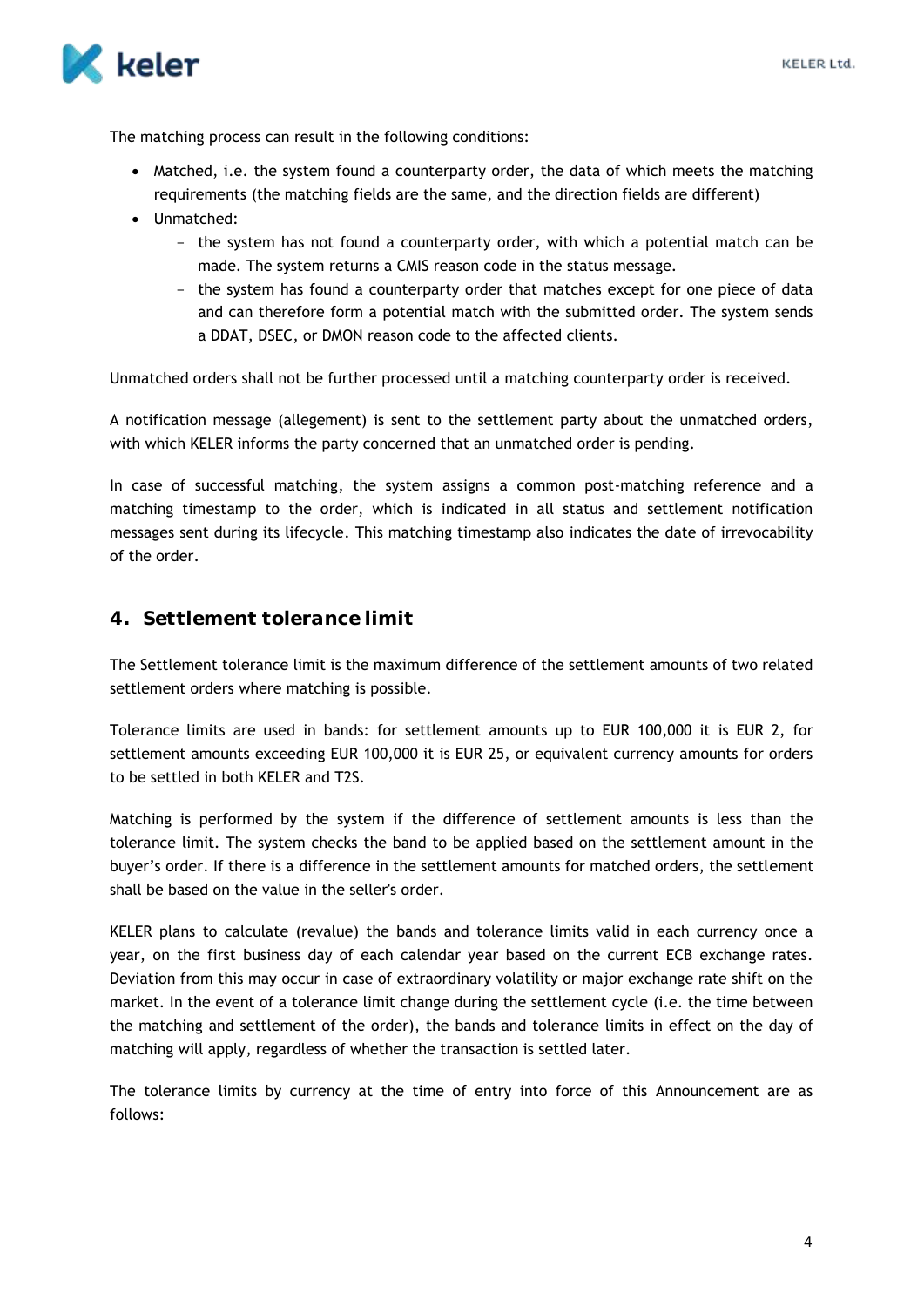The matching process can result in the following conditions:

- Matched, i.e. the system found a counterparty order, the data of which meets the matching requirements (the matching fields are the same, and the direction fields are different)
- Unmatched:
  - the system has not found a counterparty order, with which a potential match can be made. The system returns a CMIS reason code in the status message.
  - the system has found a counterparty order that matches except for one piece of data and can therefore form a potential match with the submitted order. The system sends a DDAT, DSEC, or DMON reason code to the affected clients.

Unmatched orders shall not be further processed until a matching counterparty order is received.

A notification message (allegement) is sent to the settlement party about the unmatched orders, with which KELER informs the party concerned that an unmatched order is pending.

In case of successful matching, the system assigns a common post-matching reference and a matching timestamp to the order, which is indicated in all status and settlement notification messages sent during its lifecycle. This matching timestamp also indicates the date of irrevocability of the order.

## 4. Settlement tolerance limit

The Settlement tolerance limit is the maximum difference of the settlement amounts of two related settlement orders where matching is possible.

Tolerance limits are used in bands: for settlement amounts up to EUR 100,000 it is EUR 2, for settlement amounts exceeding EUR 100,000 it is EUR 25, or equivalent currency amounts for orders to be settled in both KELER and T2S.

Matching is performed by the system if the difference of settlement amounts is less than the tolerance limit. The system checks the band to be applied based on the settlement amount in the buyer's order. If there is a difference in the settlement amounts for matched orders, the settlement shall be based on the value in the seller's order.

KELER plans to calculate (revalue) the bands and tolerance limits valid in each currency once a year, on the first business day of each calendar year based on the current ECB exchange rates. Deviation from this may occur in case of extraordinary volatility or major exchange rate shift on the market. In the event of a tolerance limit change during the settlement cycle (i.e. the time between the matching and settlement of the order), the bands and tolerance limits in effect on the day of matching will apply, regardless of whether the transaction is settled later.

The tolerance limits by currency at the time of entry into force of this Announcement are as follows: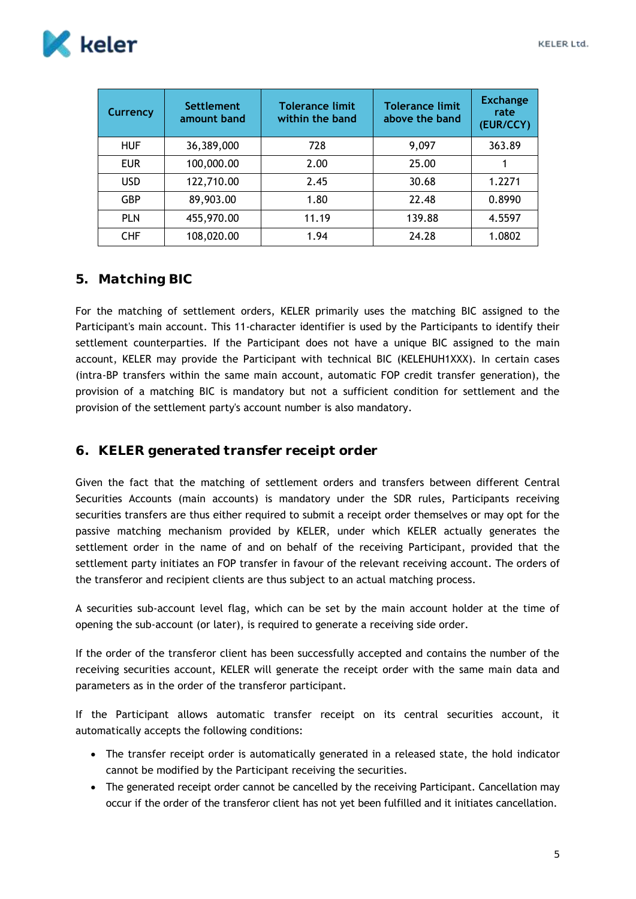| Currency | Settlement amount band | Tolerance limit within the band | Tolerance limit above the band | Exchange rate (EUR/CCY) |
|---|---|---|---|---|
| HUF | 36,389,000 | 728 | 9,097 | 363.89 |
| EUR | 100,000.00 | 2.00 | 25.00 | 1 |
| USD | 122,710.00 | 2.45 | 30.68 | 1.2271 |
| GBP | 89,903.00 | 1.80 | 22.48 | 0.8990 |
| PLN | 455,970.00 | 11.19 | 139.88 | 4.5597 |
| CHF | 108,020.00 | 1.94 | 24.28 | 1.0802 |

## 5. Matching BIC

For the matching of settlement orders, KELER primarily uses the matching BIC assigned to the Participant's main account. This 11-character identifier is used by the Participants to identify their settlement counterparties. If the Participant does not have a unique BIC assigned to the main account, KELER may provide the Participant with technical BIC (KELEHUH1XXX). In certain cases (intra-BP transfers within the same main account, automatic FOP credit transfer generation), the provision of a matching BIC is mandatory but not a sufficient condition for settlement and the provision of the settlement party's account number is also mandatory.

## 6. KELER generated transfer receipt order

Given the fact that the matching of settlement orders and transfers between different Central Securities Accounts (main accounts) is mandatory under the SDR rules, Participants receiving securities transfers are thus either required to submit a receipt order themselves or may opt for the passive matching mechanism provided by KELER, under which KELER actually generates the settlement order in the name of and on behalf of the receiving Participant, provided that the settlement party initiates an FOP transfer in favour of the relevant receiving account. The orders of the transferor and recipient clients are thus subject to an actual matching process.

A securities sub-account level flag, which can be set by the main account holder at the time of opening the sub-account (or later), is required to generate a receiving side order.

If the order of the transferor client has been successfully accepted and contains the number of the receiving securities account, KELER will generate the receipt order with the same main data and parameters as in the order of the transferor participant.

If the Participant allows automatic transfer receipt on its central securities account, it automatically accepts the following conditions:

- The transfer receipt order is automatically generated in a released state, the hold indicator cannot be modified by the Participant receiving the securities.
- The generated receipt order cannot be cancelled by the receiving Participant. Cancellation may occur if the order of the transferor client has not yet been fulfilled and it initiates cancellation.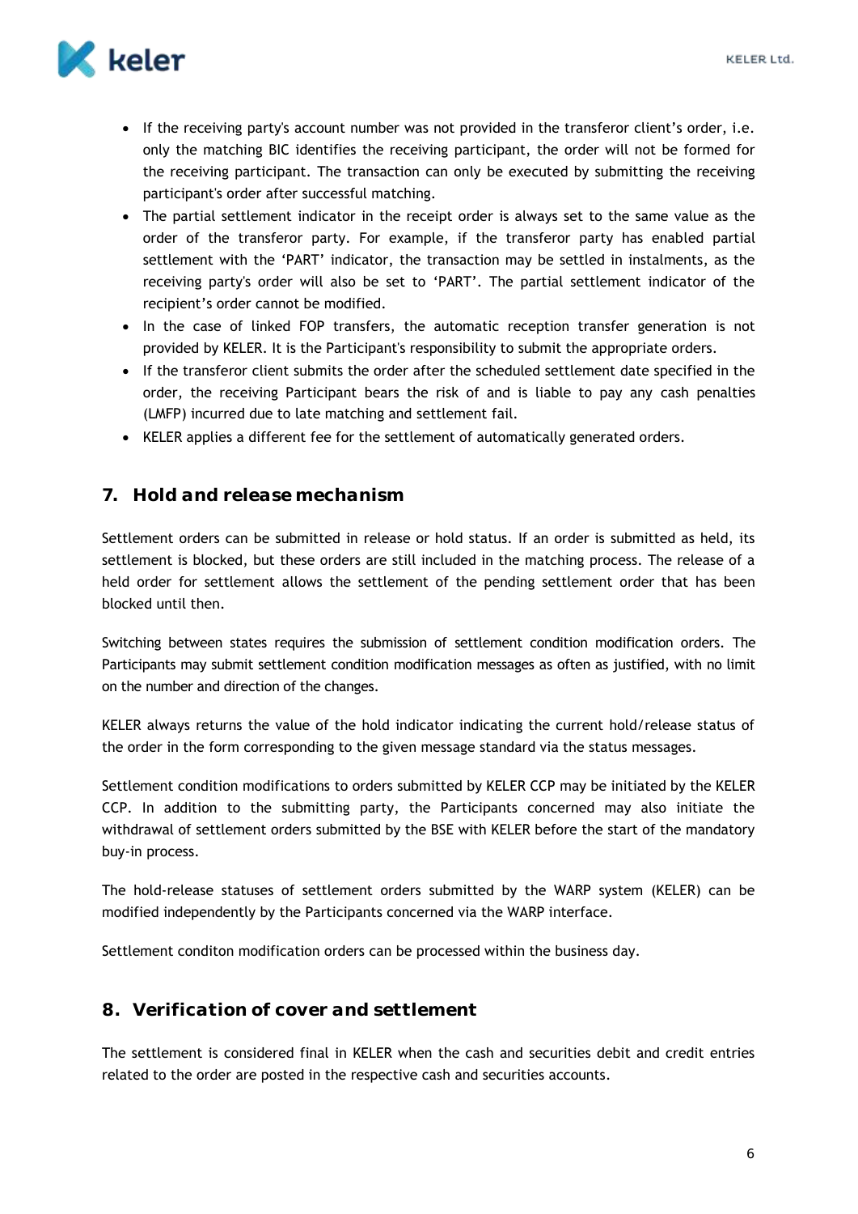- If the receiving party's account number was not provided in the transferor client's order, i.e. only the matching BIC identifies the receiving participant, the order will not be formed for the receiving participant. The transaction can only be executed by submitting the receiving participant's order after successful matching.
- The partial settlement indicator in the receipt order is always set to the same value as the order of the transferor party. For example, if the transferor party has enabled partial settlement with the 'PART' indicator, the transaction may be settled in instalments, as the receiving party's order will also be set to 'PART'. The partial settlement indicator of the recipient's order cannot be modified.
- In the case of linked FOP transfers, the automatic reception transfer generation is not provided by KELER. It is the Participant's responsibility to submit the appropriate orders.
- If the transferor client submits the order after the scheduled settlement date specified in the order, the receiving Participant bears the risk of and is liable to pay any cash penalties (LMFP) incurred due to late matching and settlement fail.
- KELER applies a different fee for the settlement of automatically generated orders.

## 7. Hold and release mechanism

Settlement orders can be submitted in release or hold status. If an order is submitted as held, its settlement is blocked, but these orders are still included in the matching process. The release of a held order for settlement allows the settlement of the pending settlement order that has been blocked until then.

Switching between states requires the submission of settlement condition modification orders. The Participants may submit settlement condition modification messages as often as justified, with no limit on the number and direction of the changes.

KELER always returns the value of the hold indicator indicating the current hold/release status of the order in the form corresponding to the given message standard via the status messages.

Settlement condition modifications to orders submitted by KELER CCP may be initiated by the KELER CCP. In addition to the submitting party, the Participants concerned may also initiate the withdrawal of settlement orders submitted by the BSE with KELER before the start of the mandatory buy-in process.

The hold-release statuses of settlement orders submitted by the WARP system (KELER) can be modified independently by the Participants concerned via the WARP interface.

Settlement conditon modification orders can be processed within the business day.

## 8. Verification of cover and settlement

The settlement is considered final in KELER when the cash and securities debit and credit entries related to the order are posted in the respective cash and securities accounts.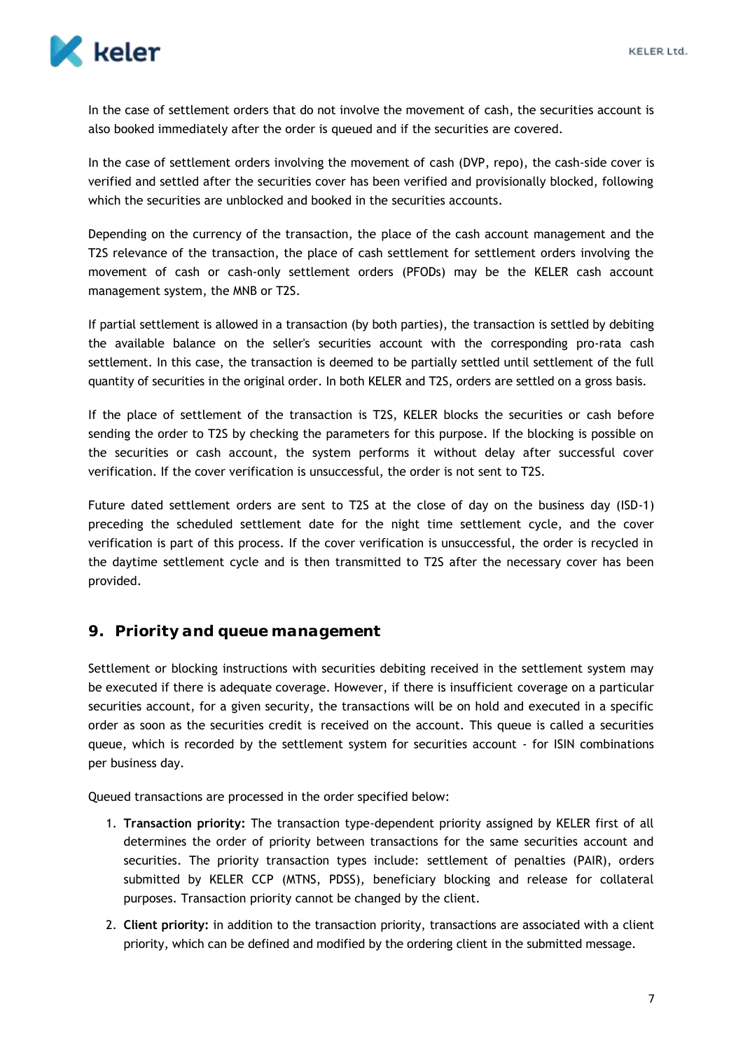In the case of settlement orders that do not involve the movement of cash, the securities account is also booked immediately after the order is queued and if the securities are covered.

In the case of settlement orders involving the movement of cash (DVP, repo), the cash-side cover is verified and settled after the securities cover has been verified and provisionally blocked, following which the securities are unblocked and booked in the securities accounts.

Depending on the currency of the transaction, the place of the cash account management and the T2S relevance of the transaction, the place of cash settlement for settlement orders involving the movement of cash or cash-only settlement orders (PFODs) may be the KELER cash account management system, the MNB or T2S.

If partial settlement is allowed in a transaction (by both parties), the transaction is settled by debiting the available balance on the seller's securities account with the corresponding pro-rata cash settlement. In this case, the transaction is deemed to be partially settled until settlement of the full quantity of securities in the original order. In both KELER and T2S, orders are settled on a gross basis.

If the place of settlement of the transaction is T2S, KELER blocks the securities or cash before sending the order to T2S by checking the parameters for this purpose. If the blocking is possible on the securities or cash account, the system performs it without delay after successful cover verification. If the cover verification is unsuccessful, the order is not sent to T2S.

Future dated settlement orders are sent to T2S at the close of day on the business day (ISD-1) preceding the scheduled settlement date for the night time settlement cycle, and the cover verification is part of this process. If the cover verification is unsuccessful, the order is recycled in the daytime settlement cycle and is then transmitted to T2S after the necessary cover has been provided.

## 9. Priority and queue management

Settlement or blocking instructions with securities debiting received in the settlement system may be executed if there is adequate coverage. However, if there is insufficient coverage on a particular securities account, for a given security, the transactions will be on hold and executed in a specific order as soon as the securities credit is received on the account. This queue is called a securities queue, which is recorded by the settlement system for securities account - for ISIN combinations per business day.

Queued transactions are processed in the order specified below:

1. **Transaction priority:** The transaction type-dependent priority assigned by KELER first of all determines the order of priority between transactions for the same securities account and securities. The priority transaction types include: settlement of penalties (PAIR), orders submitted by KELER CCP (MTNS, PDSS), beneficiary blocking and release for collateral purposes. Transaction priority cannot be changed by the client.
2. **Client priority:** in addition to the transaction priority, transactions are associated with a client priority, which can be defined and modified by the ordering client in the submitted message.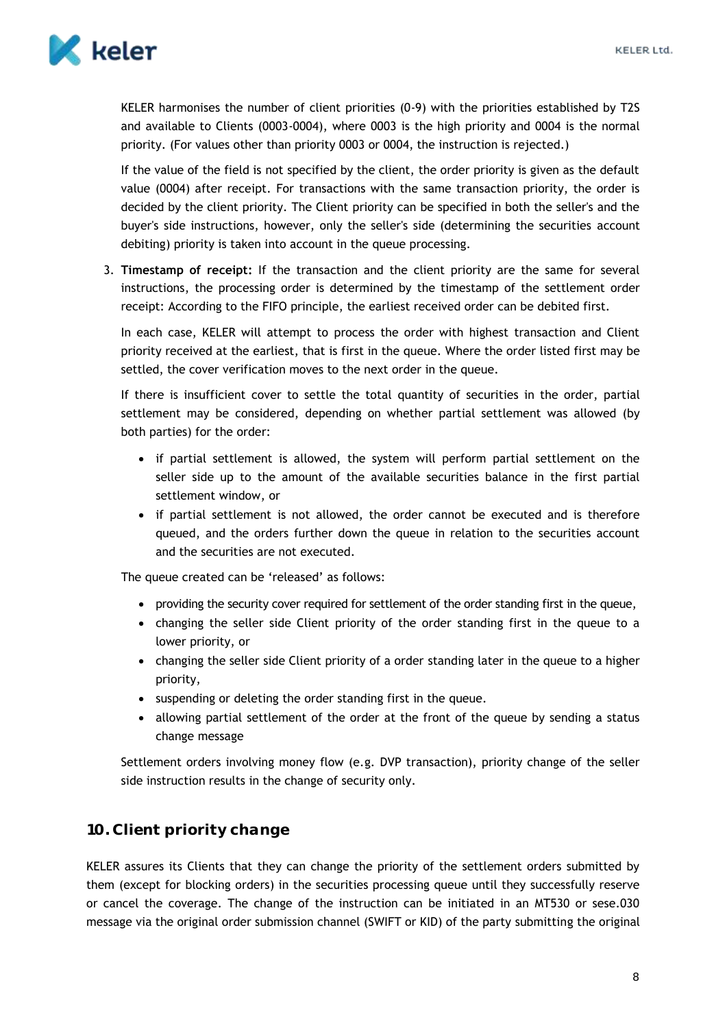KELER harmonises the number of client priorities (0-9) with the priorities established by T2S and available to Clients (0003-0004), where 0003 is the high priority and 0004 is the normal priority. (For values other than priority 0003 or 0004, the instruction is rejected.)

If the value of the field is not specified by the client, the order priority is given as the default value (0004) after receipt. For transactions with the same transaction priority, the order is decided by the client priority. The Client priority can be specified in both the seller's and the buyer's side instructions, however, only the seller's side (determining the securities account debiting) priority is taken into account in the queue processing.

3. **Timestamp of receipt:** If the transaction and the client priority are the same for several instructions, the processing order is determined by the timestamp of the settlement order receipt: According to the FIFO principle, the earliest received order can be debited first.

   In each case, KELER will attempt to process the order with highest transaction and Client priority received at the earliest, that is first in the queue. Where the order listed first may be settled, the cover verification moves to the next order in the queue.

   If there is insufficient cover to settle the total quantity of securities in the order, partial settlement may be considered, depending on whether partial settlement was allowed (by both parties) for the order:

   - if partial settlement is allowed, the system will perform partial settlement on the seller side up to the amount of the available securities balance in the first partial settlement window, or
   - if partial settlement is not allowed, the order cannot be executed and is therefore queued, and the orders further down the queue in relation to the securities account and the securities are not executed.

   The queue created can be 'released' as follows:

   - providing the security cover required for settlement of the order standing first in the queue,
   - changing the seller side Client priority of the order standing first in the queue to a lower priority, or
   - changing the seller side Client priority of a order standing later in the queue to a higher priority,
   - suspending or deleting the order standing first in the queue.
   - allowing partial settlement of the order at the front of the queue by sending a status change message

   Settlement orders involving money flow (e.g. DVP transaction), priority change of the seller side instruction results in the change of security only.

## 10. Client priority change

KELER assures its Clients that they can change the priority of the settlement orders submitted by them (except for blocking orders) in the securities processing queue until they successfully reserve or cancel the coverage. The change of the instruction can be initiated in an MT530 or sese.030 message via the original order submission channel (SWIFT or KID) of the party submitting the original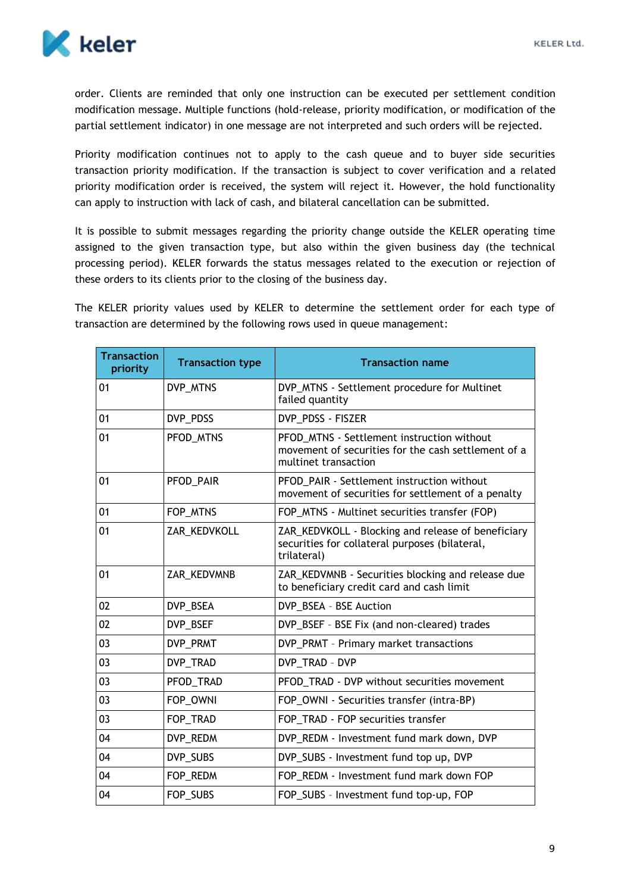order. Clients are reminded that only one instruction can be executed per settlement condition modification message. Multiple functions (hold-release, priority modification, or modification of the partial settlement indicator) in one message are not interpreted and such orders will be rejected.

Priority modification continues not to apply to the cash queue and to buyer side securities transaction priority modification. If the transaction is subject to cover verification and a related priority modification order is received, the system will reject it. However, the hold functionality can apply to instruction with lack of cash, and bilateral cancellation can be submitted.

It is possible to submit messages regarding the priority change outside the KELER operating time assigned to the given transaction type, but also within the given business day (the technical processing period). KELER forwards the status messages related to the execution or rejection of these orders to its clients prior to the closing of the business day.

The KELER priority values used by KELER to determine the settlement order for each type of transaction are determined by the following rows used in queue management:

| Transaction priority | Transaction type | Transaction name |
| --- | --- | --- |
| 01 | DVP_MTNS | DVP_MTNS - Settlement procedure for Multinet failed quantity |
| 01 | DVP_PDSS | DVP_PDSS - FISZER |
| 01 | PFOD_MTNS | PFOD_MTNS - Settlement instruction without movement of securities for the cash settlement of a multinet transaction |
| 01 | PFOD_PAIR | PFOD_PAIR - Settlement instruction without movement of securities for settlement of a penalty |
| 01 | FOP_MTNS | FOP_MTNS - Multinet securities transfer (FOP) |
| 01 | ZAR_KEDVKOLL | ZAR_KEDVKOLL - Blocking and release of beneficiary securities for collateral purposes (bilateral, trilateral) |
| 01 | ZAR_KEDVMNB | ZAR_KEDVMNB - Securities blocking and release due to beneficiary credit card and cash limit |
| 02 | DVP_BSEA | DVP_BSEA – BSE Auction |
| 02 | DVP_BSEF | DVP_BSEF – BSE Fix (and non-cleared) trades |
| 03 | DVP_PRMT | DVP_PRMT – Primary market transactions |
| 03 | DVP_TRAD | DVP_TRAD – DVP |
| 03 | PFOD_TRAD | PFOD_TRAD - DVP without securities movement |
| 03 | FOP_OWNI | FOP_OWNI - Securities transfer (intra-BP) |
| 03 | FOP_TRAD | FOP_TRAD - FOP securities transfer |
| 04 | DVP_REDM | DVP_REDM - Investment fund mark down, DVP |
| 04 | DVP_SUBS | DVP_SUBS - Investment fund top up, DVP |
| 04 | FOP_REDM | FOP_REDM - Investment fund mark down FOP |
| 04 | FOP_SUBS | FOP_SUBS – Investment fund top-up, FOP |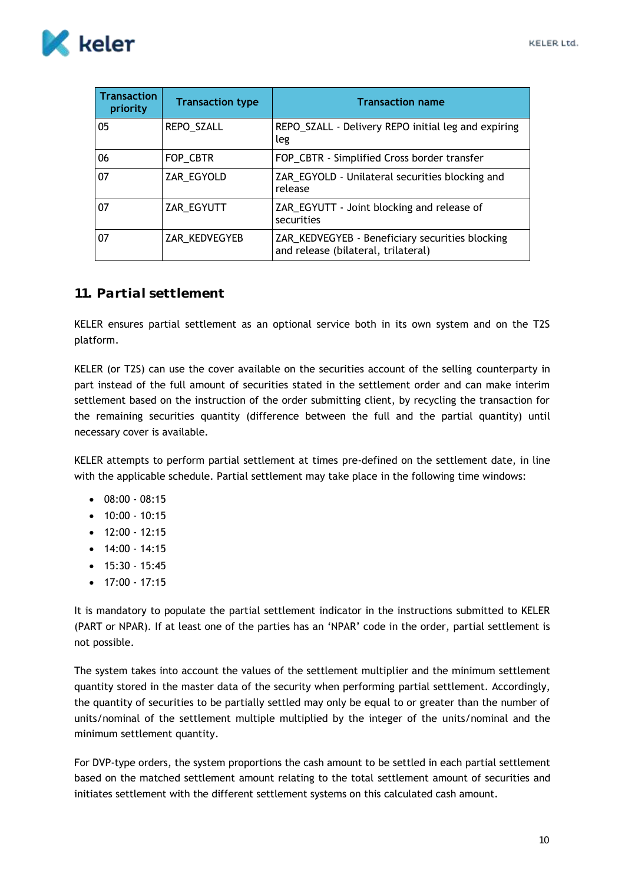| Transaction priority | Transaction type | Transaction name |
|---|---|---|
| 05 | REPO_SZALL | REPO_SZALL - Delivery REPO initial leg and expiring leg |
| 06 | FOP_CBTR | FOP_CBTR - Simplified Cross border transfer |
| 07 | ZAR_EGYOLD | ZAR_EGYOLD - Unilateral securities blocking and release |
| 07 | ZAR_EGYUTT | ZAR_EGYUTT - Joint blocking and release of securities |
| 07 | ZAR_KEDVEGYEB | ZAR_KEDVEGYEB - Beneficiary securities blocking and release (bilateral, trilateral) |

## 11. Partial settlement

KELER ensures partial settlement as an optional service both in its own system and on the T2S platform.

KELER (or T2S) can use the cover available on the securities account of the selling counterparty in part instead of the full amount of securities stated in the settlement order and can make interim settlement based on the instruction of the order submitting client, by recycling the transaction for the remaining securities quantity (difference between the full and the partial quantity) until necessary cover is available.

KELER attempts to perform partial settlement at times pre-defined on the settlement date, in line with the applicable schedule. Partial settlement may take place in the following time windows:

- 08:00 - 08:15
- 10:00 - 10:15
- 12:00 - 12:15
- 14:00 - 14:15
- 15:30 - 15:45
- 17:00 - 17:15

It is mandatory to populate the partial settlement indicator in the instructions submitted to KELER (PART or NPAR). If at least one of the parties has an 'NPAR' code in the order, partial settlement is not possible.

The system takes into account the values of the settlement multiplier and the minimum settlement quantity stored in the master data of the security when performing partial settlement. Accordingly, the quantity of securities to be partially settled may only be equal to or greater than the number of units/nominal of the settlement multiple multiplied by the integer of the units/nominal and the minimum settlement quantity.

For DVP-type orders, the system proportions the cash amount to be settled in each partial settlement based on the matched settlement amount relating to the total settlement amount of securities and initiates settlement with the different settlement systems on this calculated cash amount.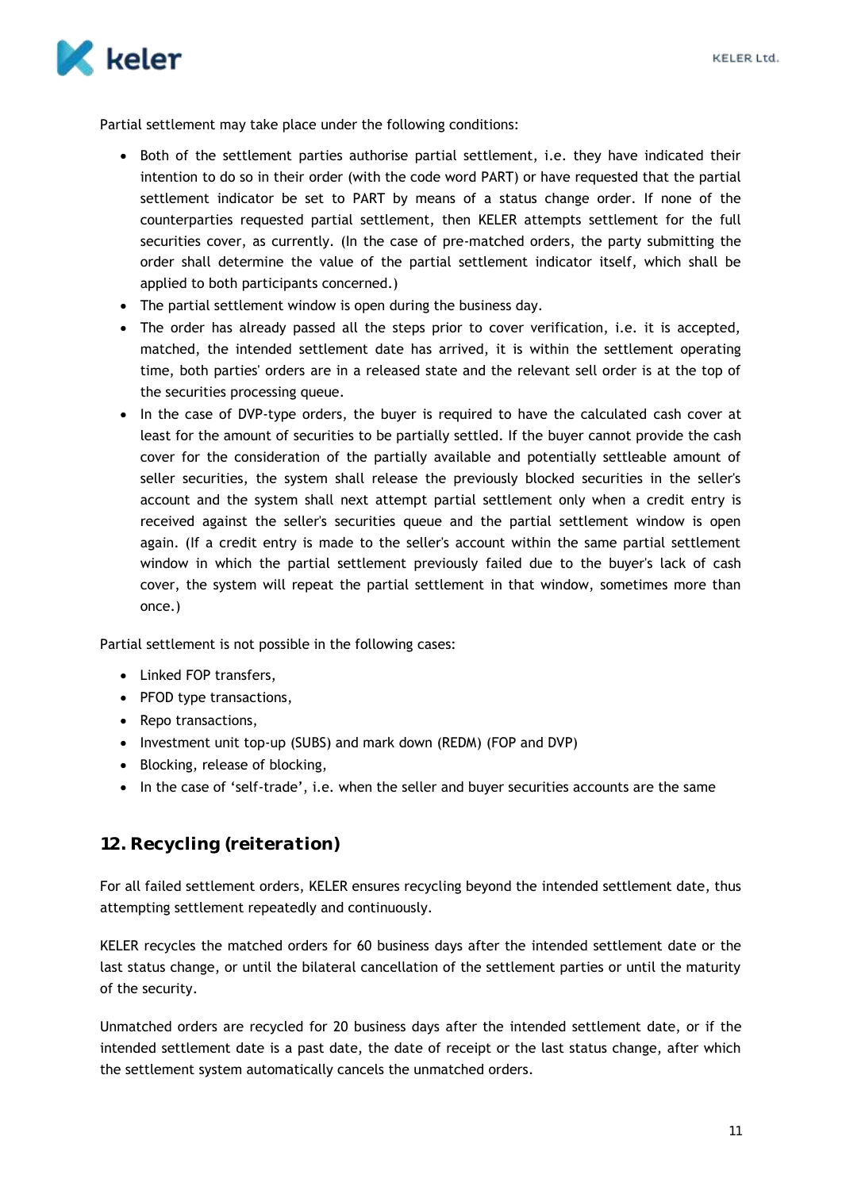Partial settlement may take place under the following conditions:

- Both of the settlement parties authorise partial settlement, i.e. they have indicated their intention to do so in their order (with the code word PART) or have requested that the partial settlement indicator be set to PART by means of a status change order. If none of the counterparties requested partial settlement, then KELER attempts settlement for the full securities cover, as currently. (In the case of pre-matched orders, the party submitting the order shall determine the value of the partial settlement indicator itself, which shall be applied to both participants concerned.)
- The partial settlement window is open during the business day.
- The order has already passed all the steps prior to cover verification, i.e. it is accepted, matched, the intended settlement date has arrived, it is within the settlement operating time, both parties' orders are in a released state and the relevant sell order is at the top of the securities processing queue.
- In the case of DVP-type orders, the buyer is required to have the calculated cash cover at least for the amount of securities to be partially settled. If the buyer cannot provide the cash cover for the consideration of the partially available and potentially settleable amount of seller securities, the system shall release the previously blocked securities in the seller's account and the system shall next attempt partial settlement only when a credit entry is received against the seller's securities queue and the partial settlement window is open again. (If a credit entry is made to the seller's account within the same partial settlement window in which the partial settlement previously failed due to the buyer's lack of cash cover, the system will repeat the partial settlement in that window, sometimes more than once.)

Partial settlement is not possible in the following cases:

- Linked FOP transfers,
- PFOD type transactions,
- Repo transactions,
- Investment unit top-up (SUBS) and mark down (REDM) (FOP and DVP)
- Blocking, release of blocking,
- In the case of 'self-trade', i.e. when the seller and buyer securities accounts are the same

## 12. Recycling (reiteration)

For all failed settlement orders, KELER ensures recycling beyond the intended settlement date, thus attempting settlement repeatedly and continuously.

KELER recycles the matched orders for 60 business days after the intended settlement date or the last status change, or until the bilateral cancellation of the settlement parties or until the maturity of the security.

Unmatched orders are recycled for 20 business days after the intended settlement date, or if the intended settlement date is a past date, the date of receipt or the last status change, after which the settlement system automatically cancels the unmatched orders.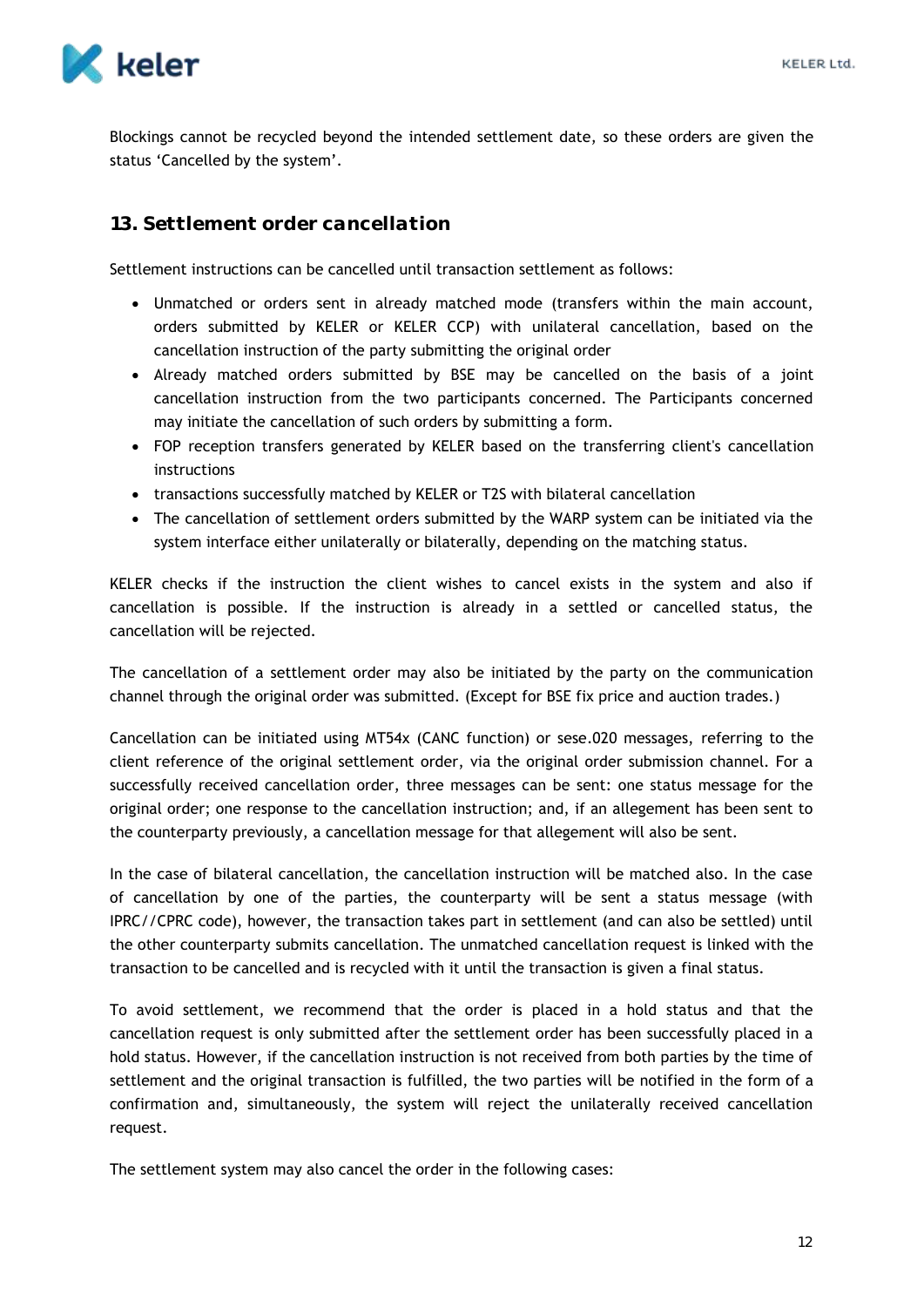Blockings cannot be recycled beyond the intended settlement date, so these orders are given the status 'Cancelled by the system'.

## 13. Settlement order cancellation

Settlement instructions can be cancelled until transaction settlement as follows:

- Unmatched or orders sent in already matched mode (transfers within the main account, orders submitted by KELER or KELER CCP) with unilateral cancellation, based on the cancellation instruction of the party submitting the original order
- Already matched orders submitted by BSE may be cancelled on the basis of a joint cancellation instruction from the two participants concerned. The Participants concerned may initiate the cancellation of such orders by submitting a form.
- FOP reception transfers generated by KELER based on the transferring client's cancellation instructions
- transactions successfully matched by KELER or T2S with bilateral cancellation
- The cancellation of settlement orders submitted by the WARP system can be initiated via the system interface either unilaterally or bilaterally, depending on the matching status.

KELER checks if the instruction the client wishes to cancel exists in the system and also if cancellation is possible. If the instruction is already in a settled or cancelled status, the cancellation will be rejected.

The cancellation of a settlement order may also be initiated by the party on the communication channel through the original order was submitted. (Except for BSE fix price and auction trades.)

Cancellation can be initiated using MT54x (CANC function) or sese.020 messages, referring to the client reference of the original settlement order, via the original order submission channel. For a successfully received cancellation order, three messages can be sent: one status message for the original order; one response to the cancellation instruction; and, if an allegement has been sent to the counterparty previously, a cancellation message for that allegement will also be sent.

In the case of bilateral cancellation, the cancellation instruction will be matched also. In the case of cancellation by one of the parties, the counterparty will be sent a status message (with IPRC//CPRC code), however, the transaction takes part in settlement (and can also be settled) until the other counterparty submits cancellation. The unmatched cancellation request is linked with the transaction to be cancelled and is recycled with it until the transaction is given a final status.

To avoid settlement, we recommend that the order is placed in a hold status and that the cancellation request is only submitted after the settlement order has been successfully placed in a hold status. However, if the cancellation instruction is not received from both parties by the time of settlement and the original transaction is fulfilled, the two parties will be notified in the form of a confirmation and, simultaneously, the system will reject the unilaterally received cancellation request.

The settlement system may also cancel the order in the following cases: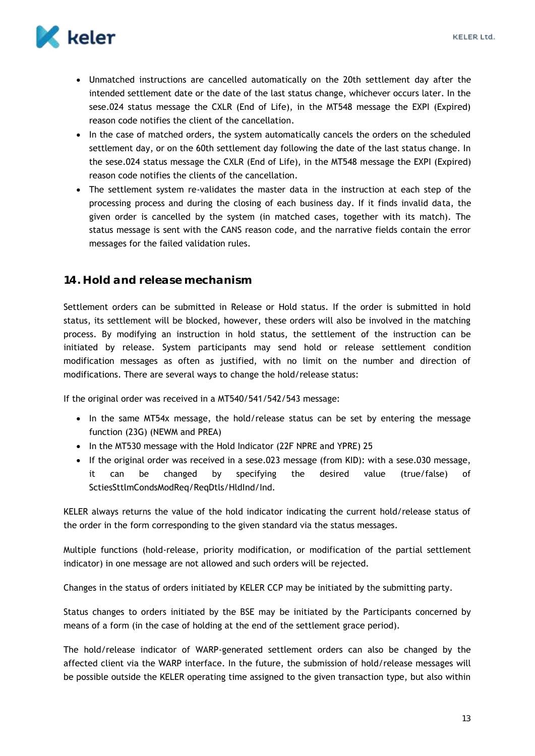- Unmatched instructions are cancelled automatically on the 20th settlement day after the intended settlement date or the date of the last status change, whichever occurs later. In the sese.024 status message the CXLR (End of Life), in the MT548 message the EXPI (Expired) reason code notifies the client of the cancellation.
- In the case of matched orders, the system automatically cancels the orders on the scheduled settlement day, or on the 60th settlement day following the date of the last status change. In the sese.024 status message the CXLR (End of Life), in the MT548 message the EXPI (Expired) reason code notifies the clients of the cancellation.
- The settlement system re-validates the master data in the instruction at each step of the processing process and during the closing of each business day. If it finds invalid data, the given order is cancelled by the system (in matched cases, together with its match). The status message is sent with the CANS reason code, and the narrative fields contain the error messages for the failed validation rules.

## 14. Hold and release mechanism

Settlement orders can be submitted in Release or Hold status. If the order is submitted in hold status, its settlement will be blocked, however, these orders will also be involved in the matching process. By modifying an instruction in hold status, the settlement of the instruction can be initiated by release. System participants may send hold or release settlement condition modification messages as often as justified, with no limit on the number and direction of modifications. There are several ways to change the hold/release status:

If the original order was received in a MT540/541/542/543 message:

- In the same MT54x message, the hold/release status can be set by entering the message function (23G) (NEWM and PREA)
- In the MT530 message with the Hold Indicator (22F NPRE and YPRE) 25
- If the original order was received in a sese.023 message (from KID): with a sese.030 message, it can be changed by specifying the desired value (true/false) of SctiesSttlmCondsModReq/ReqDtls/HldInd/Ind.

KELER always returns the value of the hold indicator indicating the current hold/release status of the order in the form corresponding to the given standard via the status messages.

Multiple functions (hold-release, priority modification, or modification of the partial settlement indicator) in one message are not allowed and such orders will be rejected.

Changes in the status of orders initiated by KELER CCP may be initiated by the submitting party.

Status changes to orders initiated by the BSE may be initiated by the Participants concerned by means of a form (in the case of holding at the end of the settlement grace period).

The hold/release indicator of WARP-generated settlement orders can also be changed by the affected client via the WARP interface. In the future, the submission of hold/release messages will be possible outside the KELER operating time assigned to the given transaction type, but also within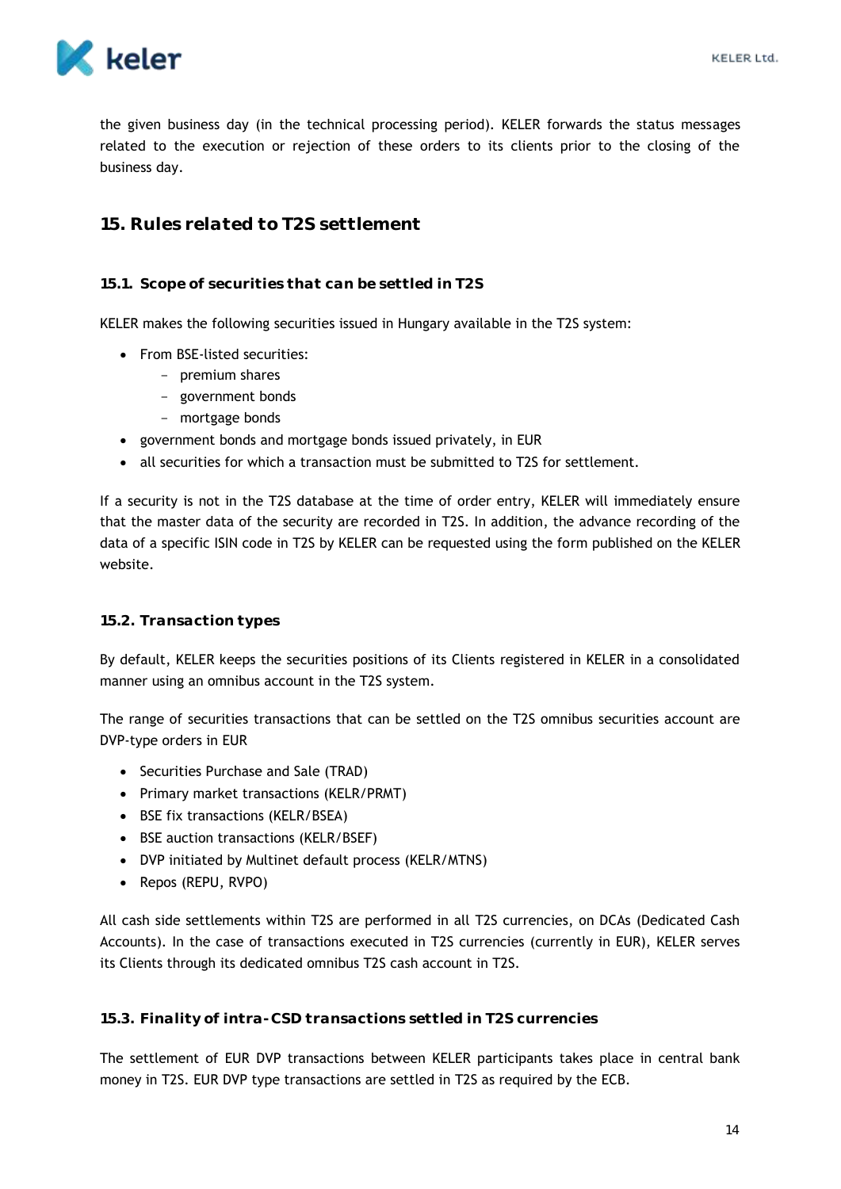the given business day (in the technical processing period). KELER forwards the status messages related to the execution or rejection of these orders to its clients prior to the closing of the business day.

## 15. Rules related to T2S settlement

### 15.1. Scope of securities that can be settled in T2S

KELER makes the following securities issued in Hungary available in the T2S system:

- From BSE-listed securities:
  - premium shares
  - government bonds
  - mortgage bonds
- government bonds and mortgage bonds issued privately, in EUR
- all securities for which a transaction must be submitted to T2S for settlement.

If a security is not in the T2S database at the time of order entry, KELER will immediately ensure that the master data of the security are recorded in T2S. In addition, the advance recording of the data of a specific ISIN code in T2S by KELER can be requested using the form published on the KELER website.

### 15.2. Transaction types

By default, KELER keeps the securities positions of its Clients registered in KELER in a consolidated manner using an omnibus account in the T2S system.

The range of securities transactions that can be settled on the T2S omnibus securities account are DVP-type orders in EUR

- Securities Purchase and Sale (TRAD)
- Primary market transactions (KELR/PRMT)
- BSE fix transactions (KELR/BSEA)
- BSE auction transactions (KELR/BSEF)
- DVP initiated by Multinet default process (KELR/MTNS)
- Repos (REPU, RVPO)

All cash side settlements within T2S are performed in all T2S currencies, on DCAs (Dedicated Cash Accounts). In the case of transactions executed in T2S currencies (currently in EUR), KELER serves its Clients through its dedicated omnibus T2S cash account in T2S.

### 15.3. Finality of intra-CSD transactions settled in T2S currencies

The settlement of EUR DVP transactions between KELER participants takes place in central bank money in T2S. EUR DVP type transactions are settled in T2S as required by the ECB.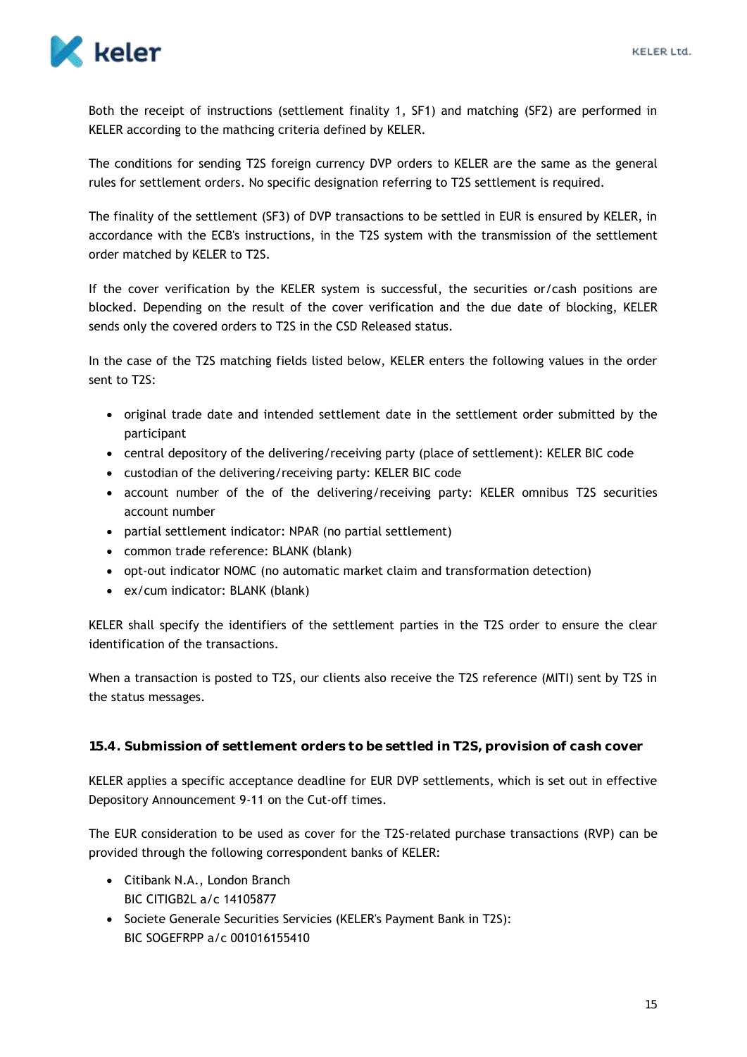Both the receipt of instructions (settlement finality 1, SF1) and matching (SF2) are performed in KELER according to the mathcing criteria defined by KELER.

The conditions for sending T2S foreign currency DVP orders to KELER are the same as the general rules for settlement orders. No specific designation referring to T2S settlement is required.

The finality of the settlement (SF3) of DVP transactions to be settled in EUR is ensured by KELER, in accordance with the ECB's instructions, in the T2S system with the transmission of the settlement order matched by KELER to T2S.

If the cover verification by the KELER system is successful, the securities or/cash positions are blocked. Depending on the result of the cover verification and the due date of blocking, KELER sends only the covered orders to T2S in the CSD Released status.

In the case of the T2S matching fields listed below, KELER enters the following values in the order sent to T2S:

- original trade date and intended settlement date in the settlement order submitted by the participant
- central depository of the delivering/receiving party (place of settlement): KELER BIC code
- custodian of the delivering/receiving party: KELER BIC code
- account number of the of the delivering/receiving party: KELER omnibus T2S securities account number
- partial settlement indicator: NPAR (no partial settlement)
- common trade reference: BLANK (blank)
- opt-out indicator NOMC (no automatic market claim and transformation detection)
- ex/cum indicator: BLANK (blank)

KELER shall specify the identifiers of the settlement parties in the T2S order to ensure the clear identification of the transactions.

When a transaction is posted to T2S, our clients also receive the T2S reference (MITI) sent by T2S in the status messages.

### 15.4. Submission of settlement orders to be settled in T2S, provision of cash cover

KELER applies a specific acceptance deadline for EUR DVP settlements, which is set out in effective Depository Announcement 9-11 on the Cut-off times.

The EUR consideration to be used as cover for the T2S-related purchase transactions (RVP) can be provided through the following correspondent banks of KELER:

- Citibank N.A., London Branch
  BIC CITIGB2L a/c 14105877
- Societe Generale Securities Servicies (KELER's Payment Bank in T2S):
  BIC SOGEFRPP a/c 001016155410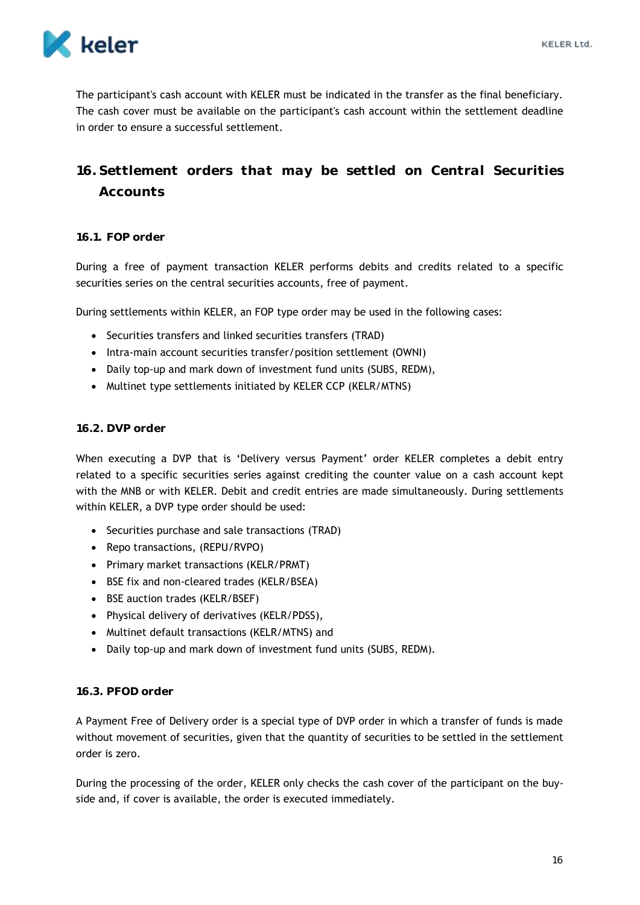The participant's cash account with KELER must be indicated in the transfer as the final beneficiary. The cash cover must be available on the participant's cash account within the settlement deadline in order to ensure a successful settlement.

# 16. Settlement orders that may be settled on Central Securities Accounts

## 16.1. FOP order

During a free of payment transaction KELER performs debits and credits related to a specific securities series on the central securities accounts, free of payment.

During settlements within KELER, an FOP type order may be used in the following cases:

- Securities transfers and linked securities transfers (TRAD)
- Intra-main account securities transfer/position settlement (OWNI)
- Daily top-up and mark down of investment fund units (SUBS, REDM),
- Multinet type settlements initiated by KELER CCP (KELR/MTNS)

## 16.2. DVP order

When executing a DVP that is 'Delivery versus Payment' order KELER completes a debit entry related to a specific securities series against crediting the counter value on a cash account kept with the MNB or with KELER. Debit and credit entries are made simultaneously. During settlements within KELER, a DVP type order should be used:

- Securities purchase and sale transactions (TRAD)
- Repo transactions, (REPU/RVPO)
- Primary market transactions (KELR/PRMT)
- BSE fix and non-cleared trades (KELR/BSEA)
- BSE auction trades (KELR/BSEF)
- Physical delivery of derivatives (KELR/PDSS),
- Multinet default transactions (KELR/MTNS) and
- Daily top-up and mark down of investment fund units (SUBS, REDM).

## 16.3. PFOD order

A Payment Free of Delivery order is a special type of DVP order in which a transfer of funds is made without movement of securities, given that the quantity of securities to be settled in the settlement order is zero.

During the processing of the order, KELER only checks the cash cover of the participant on the buy-side and, if cover is available, the order is executed immediately.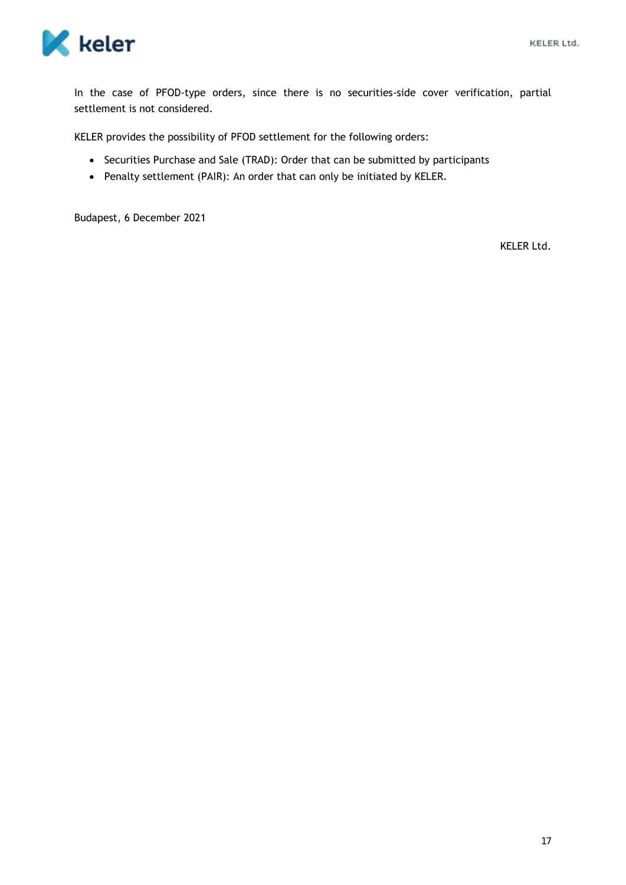In the case of PFOD-type orders, since there is no securities-side cover verification, partial settlement is not considered.

KELER provides the possibility of PFOD settlement for the following orders:

- Securities Purchase and Sale (TRAD): Order that can be submitted by participants
- Penalty settlement (PAIR): An order that can only be initiated by KELER.

Budapest, 6 December 2021

KELER Ltd.